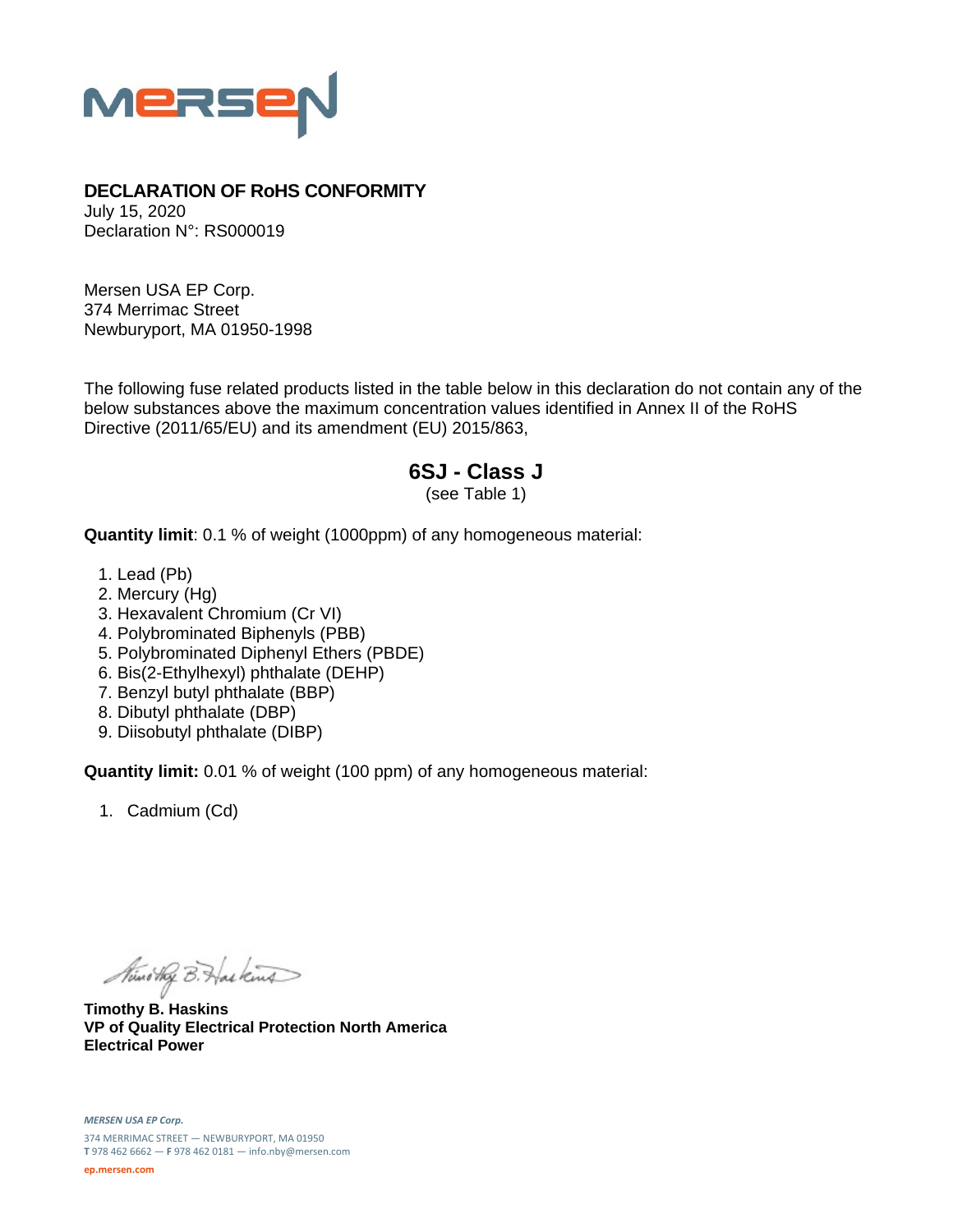MERSEN

**DECLARATION OF RoHS CONFORMITY**
July 15, 2020
Declaration N°: RS000019

Mersen USA EP Corp.
374 Merrimac Street
Newburyport, MA 01950-1998

The following fuse related products listed in the table below in this declaration do not contain any of the below substances above the maximum concentration values identified in Annex II of the RoHS Directive (2011/65/EU) and its amendment (EU) 2015/863,

## 6SJ - Class J

(see Table 1)

**Quantity limit**: 0.1 % of weight (1000ppm) of any homogeneous material:

1. Lead (Pb)
2. Mercury (Hg)
3. Hexavalent Chromium (Cr VI)
4. Polybrominated Biphenyls (PBB)
5. Polybrominated Diphenyl Ethers (PBDE)
6. Bis(2-Ethylhexyl) phthalate (DEHP)
7. Benzyl butyl phthalate (BBP)
8. Dibutyl phthalate (DBP)
9. Diisobutyl phthalate (DIBP)

**Quantity limit:** 0.01 % of weight (100 ppm) of any homogeneous material:

1. Cadmium (Cd)

**Timothy B. Haskins**
**VP of Quality Electrical Protection North America**
**Electrical Power**

*MERSEN USA EP Corp.*
374 MERRIMAC STREET — NEWBURYPORT, MA 01950
**T** 978 462 6662 — **F** 978 462 0181 — info.nby@mersen.com
ep.mersen.com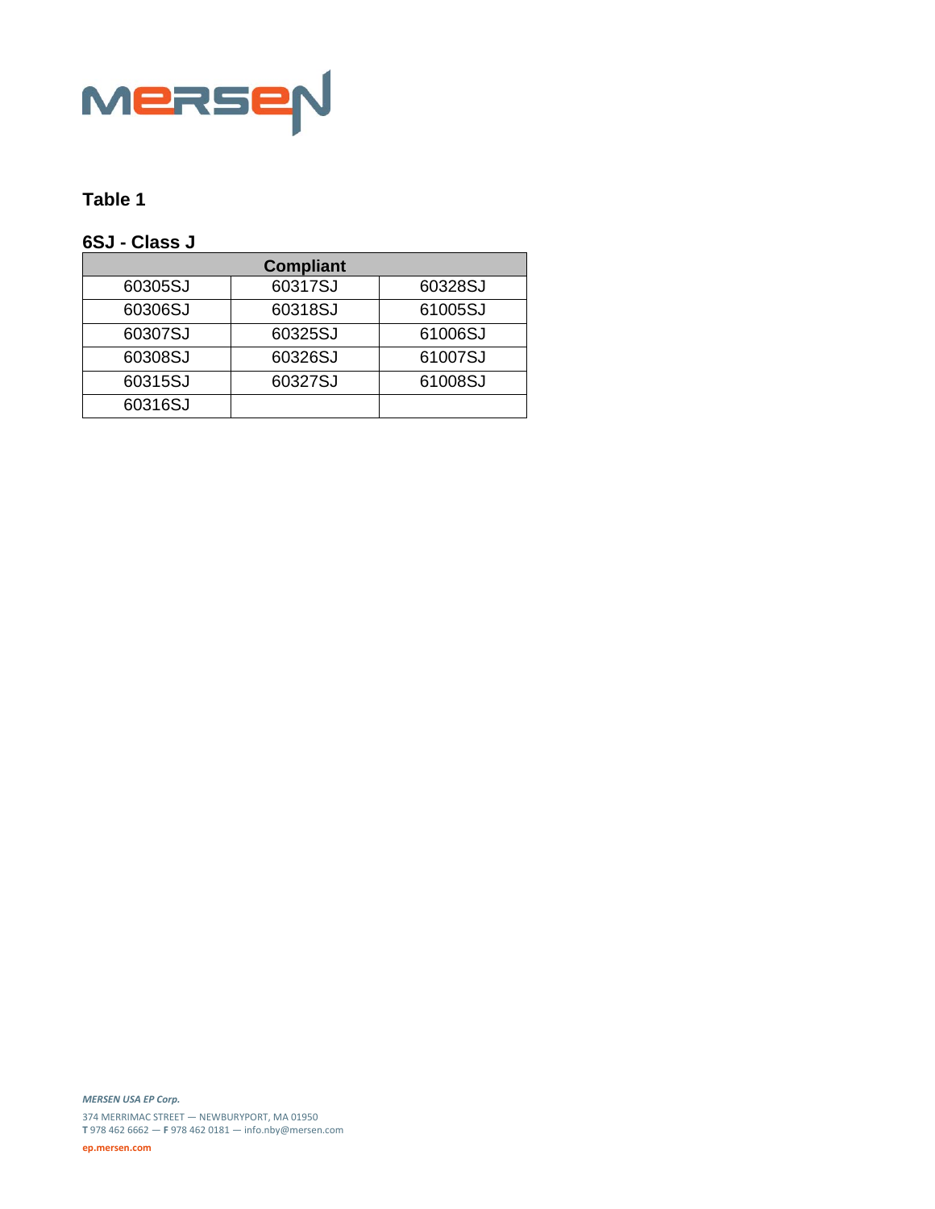## Table 1

### 6SJ - Class J

| Compliant | | |
|---|---|---|
| 60305SJ | 60317SJ | 60328SJ |
| 60306SJ | 60318SJ | 61005SJ |
| 60307SJ | 60325SJ | 61006SJ |
| 60308SJ | 60326SJ | 61007SJ |
| 60315SJ | 60327SJ | 61008SJ |
| 60316SJ | | |

*MERSEN USA EP Corp.*

374 MERRIMAC STREET — NEWBURYPORT, MA 01950
**T** 978 462 6662 — **F** 978 462 0181 — info.nby@mersen.com

**ep.mersen.com**